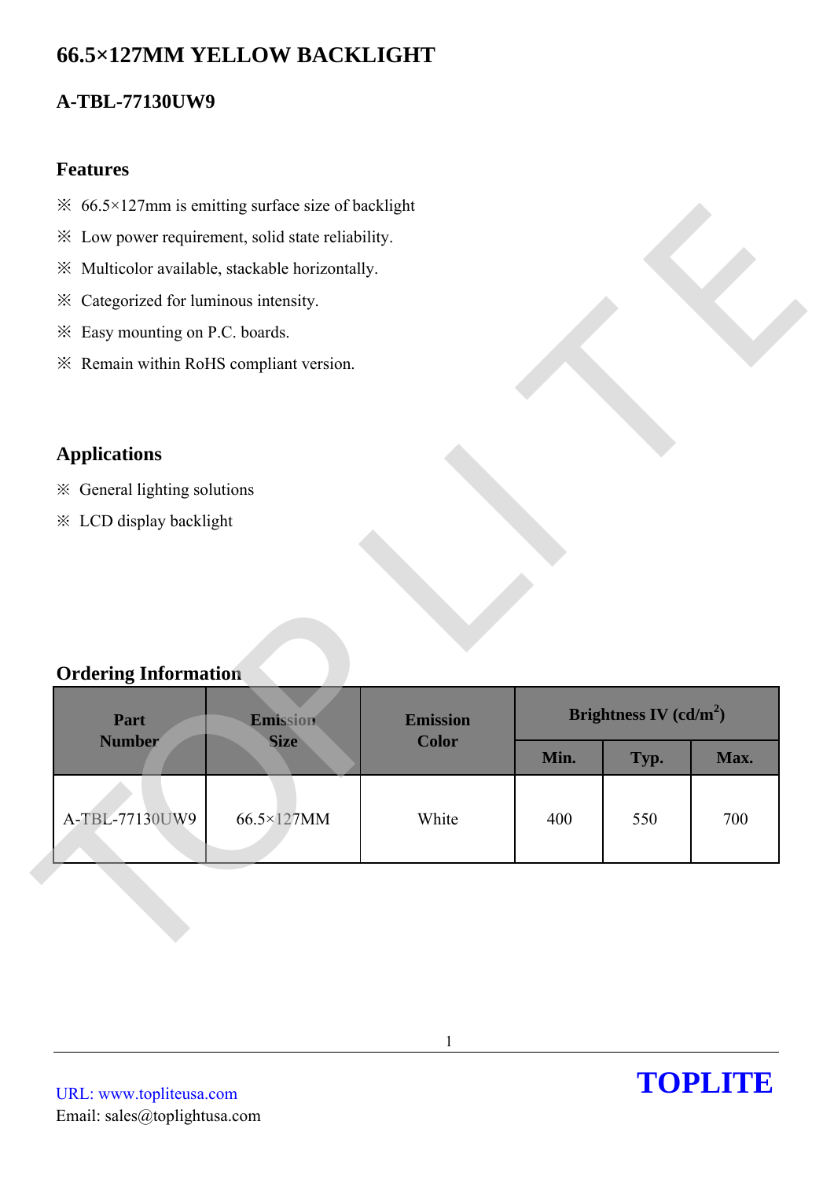# 66.5×127MM YELLOW BACKLIGHT

## A-TBL-77130UW9

### Features

※ 66.5×127mm is emitting surface size of backlight

※ Low power requirement, solid state reliability.

※ Multicolor available, stackable horizontally.

※ Categorized for luminous intensity.

※ Easy mounting on P.C. boards.

※ Remain within RoHS compliant version.

### Applications

※ General lighting solutions

※ LCD display backlight

### Ordering Information

| Part Number | Emission Size | Emission Color | Brightness IV (cd/m$^2$) | | |
|---|---|---|---|---|---|
| | | | Min. | Typ. | Max. |
| A-TBL-77130UW9 | 66.5×127MM | White | 400 | 550 | 700 |

URL: www.topliteusa.com

Email: sales@toplightusa.com

TOPLITE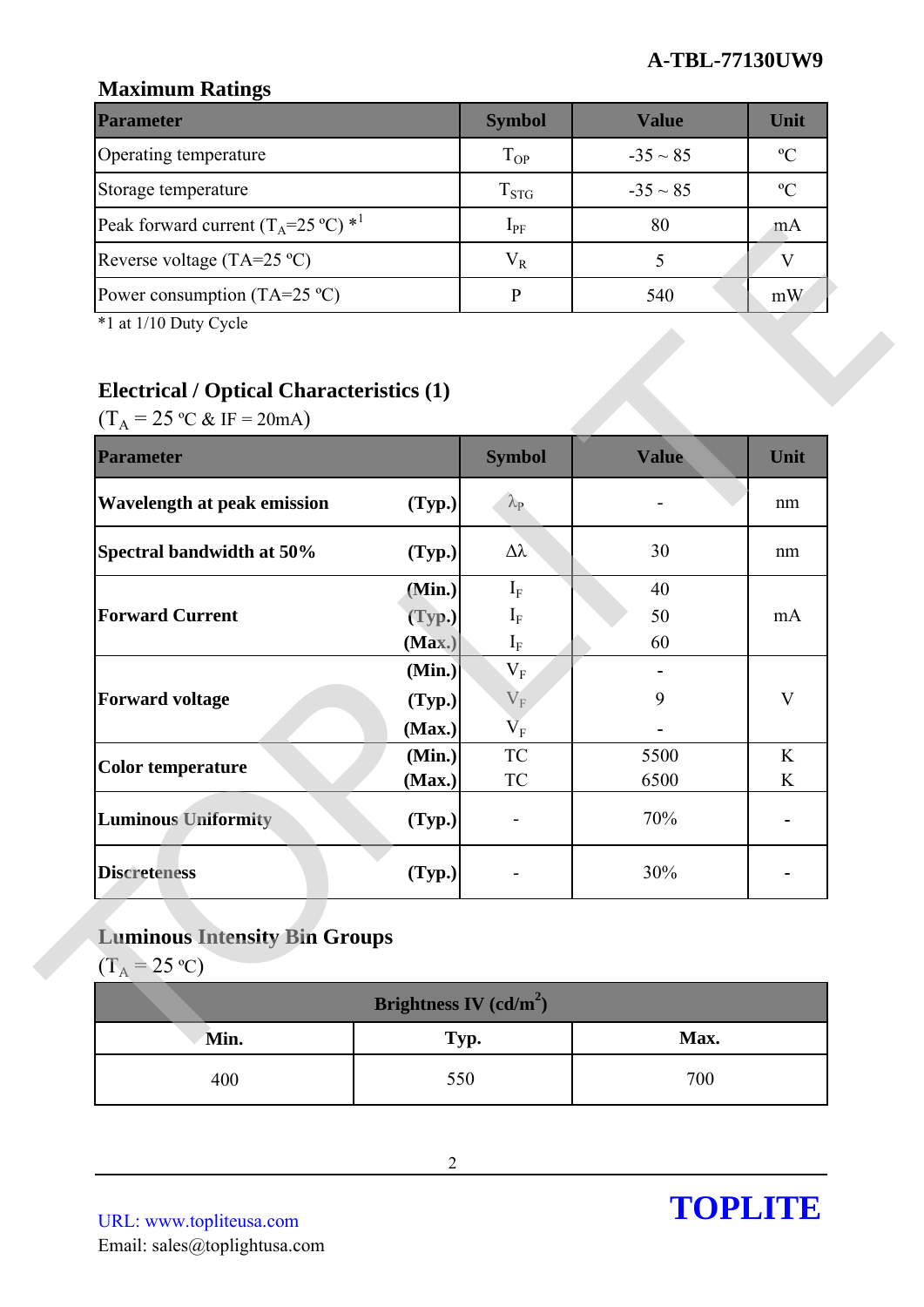## Maximum Ratings

| Parameter | Symbol | Value | Unit |
|---|---|---|---|
| Operating temperature | $T_{OP}$ | -35 ~ 85 | ºC |
| Storage temperature | $T_{STG}$ | -35 ~ 85 | ºC |
| Peak forward current ($T_A$=25 ºC) *1 | $I_{PF}$ | 80 | mA |
| Reverse voltage (TA=25 ºC) | $V_R$ | 5 | V |
| Power consumption (TA=25 ºC) | P | 540 | mW |

*1 at 1/10 Duty Cycle

## Electrical / Optical Characteristics (1)

($T_A$ = 25 ºC & IF = 20mA)

| Parameter | | Symbol | Value | Unit |
|---|---|---|---|---|
| **Wavelength at peak emission** | **(Typ.)** | $\lambda_P$ | - | nm |
| **Spectral bandwidth at 50%** | **(Typ.)** | $\Delta\lambda$ | 30 | nm |
| **Forward Current** | **(Min.)** | $I_F$ | 40 | mA |
| | **(Typ.)** | $I_F$ | 50 | |
| | **(Max.)** | $I_F$ | 60 | |
| **Forward voltage** | **(Min.)** | $V_F$ | - | V |
| | **(Typ.)** | $V_F$ | 9 | |
| | **(Max.)** | $V_F$ | - | |
| **Color temperature** | **(Min.)** | TC | 5500 | K |
| | **(Max.)** | TC | 6500 | K |
| **Luminous Uniformity** | **(Typ.)** | - | 70% | - |
| **Discreteness** | **(Typ.)** | - | 30% | - |

## Luminous Intensity Bin Groups

($T_A$ = 25 ºC)

| Brightness IV (cd/m²) | | |
|---|---|---|
| **Min.** | **Typ.** | **Max.** |
| 400 | 550 | 700 |

URL: www.topliteusa.com
Email: sales@toplightusa.com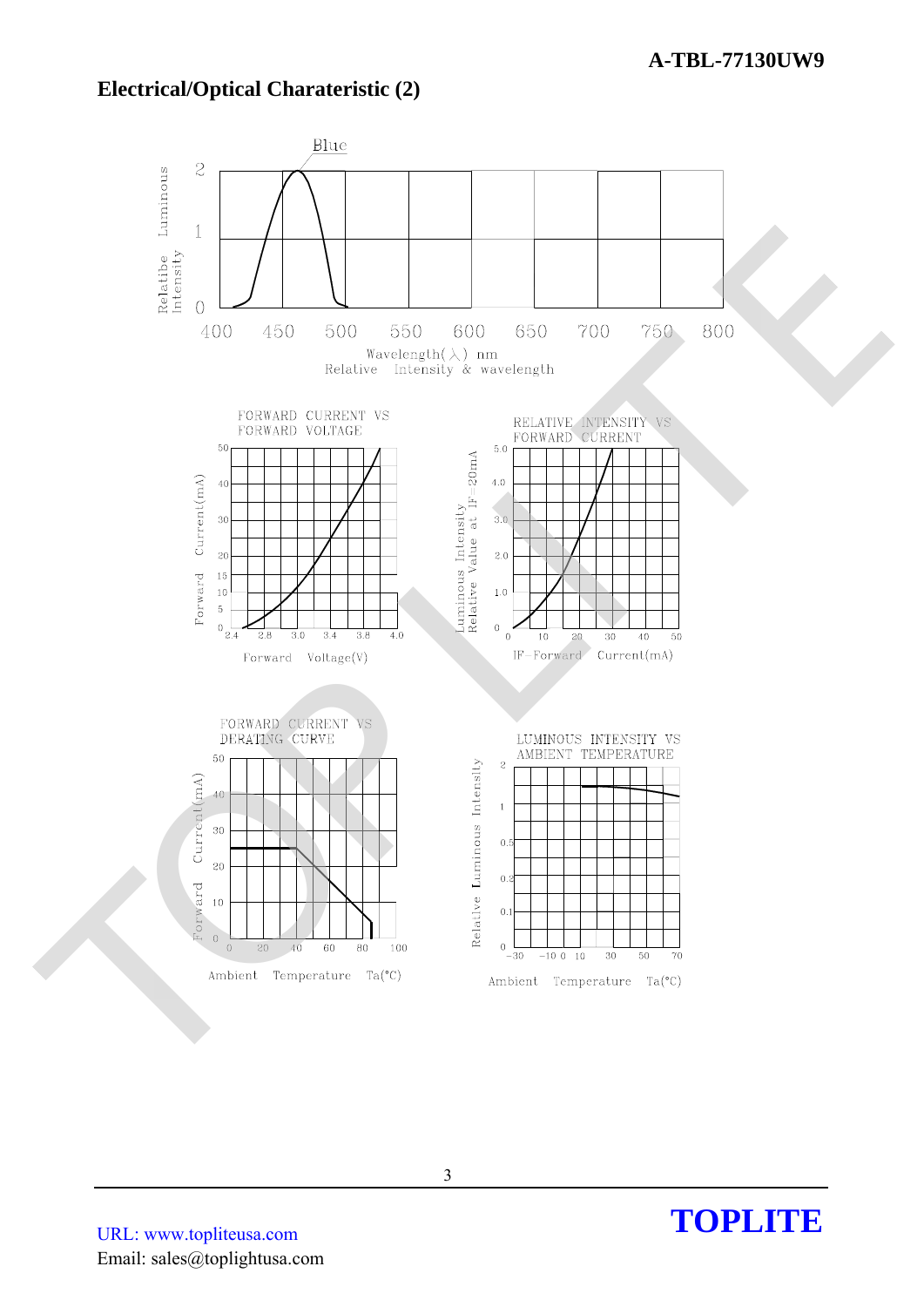## Electrical/Optical Charateristic (2)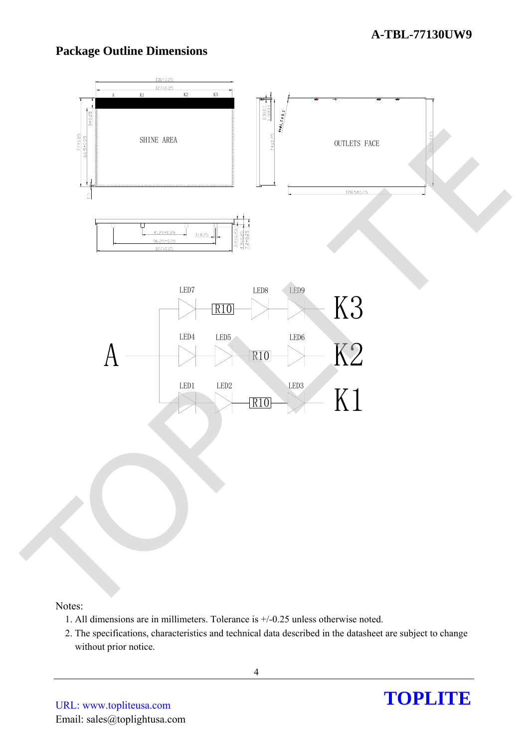## Package Outline Dimensions

Notes:

1. All dimensions are in millimeters. Tolerance is +/-0.25 unless otherwise noted.
2. The specifications, characteristics and technical data described in the datasheet are subject to change without prior notice.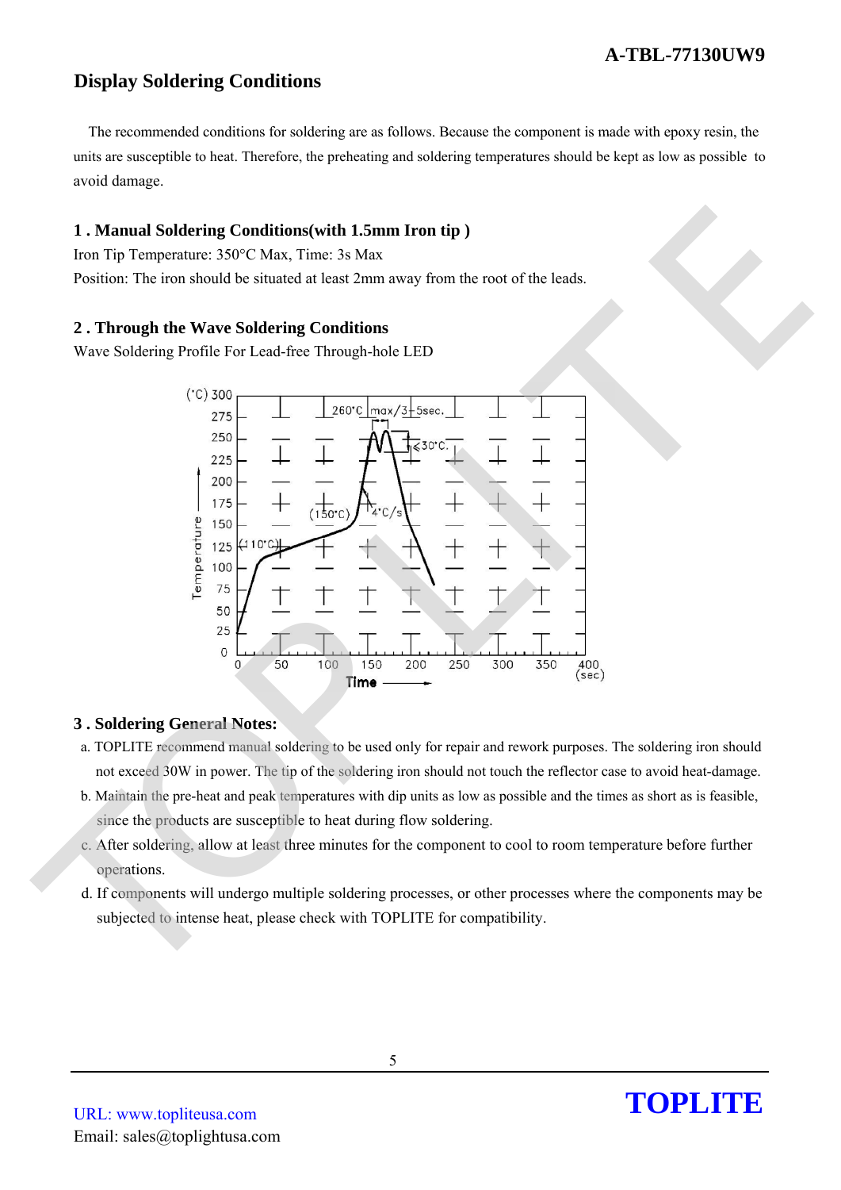# Display Soldering Conditions

The recommended conditions for soldering are as follows. Because the component is made with epoxy resin, the units are susceptible to heat. Therefore, the preheating and soldering temperatures should be kept as low as possible to avoid damage.

### 1 . Manual Soldering Conditions(with 1.5mm Iron tip )

Iron Tip Temperature: 350°C Max, Time: 3s Max

Position: The iron should be situated at least 2mm away from the root of the leads.

### 2 . Through the Wave Soldering Conditions

Wave Soldering Profile For Lead-free Through-hole LED

(°C) 300
275
250
225
200
175
150
125
100
75
50
25
0
Temperature
260°C max/3~5sec.
≤30°C.
(150°C)
4°C/s
≤10°C
0 50 100 150 200 250 300 350 400 (sec)
Time

### 3 . Soldering General Notes:

a. TOPLITE recommend manual soldering to be used only for repair and rework purposes. The soldering iron should not exceed 30W in power. The tip of the soldering iron should not touch the reflector case to avoid heat-damage.

b. Maintain the pre-heat and peak temperatures with dip units as low as possible and the times as short as is feasible, since the products are susceptible to heat during flow soldering.

c. After soldering, allow at least three minutes for the component to cool to room temperature before further operations.

d. If components will undergo multiple soldering processes, or other processes where the components may be subjected to intense heat, please check with TOPLITE for compatibility.

URL: www.topliteusa.com
Email: sales@toplightusa.com

TOPLITE